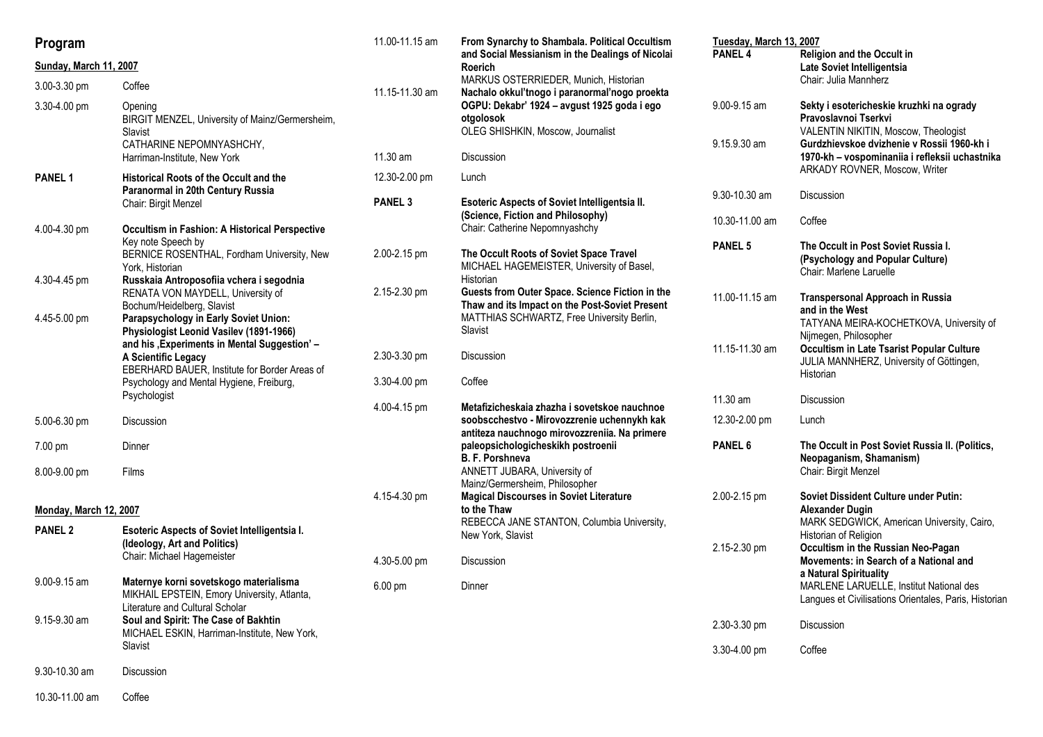# Program

**Sunday, March 11, 2007**

3.00-3.30 pm Coffee

3.30-4.00 pm Opening
BIRGIT MENZEL, University of Mainz/Germersheim, Slavist
CATHARINE NEPOMNYASHCHY, Harriman-Institute, New York

**PANEL 1** **Historical Roots of the Occult and the Paranormal in 20th Century Russia**
Chair: Birgit Menzel

4.00-4.30 pm **Occultism in Fashion: A Historical Perspective**
Key note Speech by
BERNICE ROSENTHAL, Fordham University, New York, Historian

4.30-4.45 pm **Russkaia Antroposofiia vchera i segodnia**
RENATA VON MAYDELL, University of Bochum/Heidelberg, Slavist

4.45-5.00 pm **Parapsychology in Early Soviet Union: Physiologist Leonid Vasilev (1891-1966) and his ‚Experiments in Mental Suggestion' – A Scientific Legacy**
EBERHARD BAUER, Institute for Border Areas of Psychology and Mental Hygiene, Freiburg, Psychologist

5.00-6.30 pm Discussion

7.00 pm Dinner

8.00-9.00 pm Films

**Monday, March 12, 2007**

**PANEL 2** **Esoteric Aspects of Soviet Intelligentsia I. (Ideology, Art and Politics)**
Chair: Michael Hagemeister

9.00-9.15 am **Maternye korni sovetskogo materialisma**
MIKHAIL EPSTEIN, Emory University, Atlanta, Literature and Cultural Scholar

9.15-9.30 am **Soul and Spirit: The Case of Bakhtin**
MICHAEL ESKIN, Harriman-Institute, New York, Slavist

9.30-10.30 am Discussion

10.30-11.00 am Coffee

11.00-11.15 am **From Synarchy to Shambala. Political Occultism and Social Messianism in the Dealings of Nicolai Roerich**
MARKUS OSTERRIEDER, Munich, Historian

11.15-11.30 am **Nachalo okkul'tnogo i paranormal'nogo proekta OGPU: Dekabr' 1924 – avgust 1925 goda i ego otgolosok**
OLEG SHISHKIN, Moscow, Journalist

11.30 am Discussion

12.30-2.00 pm Lunch

**PANEL 3** **Esoteric Aspects of Soviet Intelligentsia II. (Science, Fiction and Philosophy)**
Chair: Catherine Nepomnyashchy

2.00-2.15 pm **The Occult Roots of Soviet Space Travel**
MICHAEL HAGEMEISTER, University of Basel, Historian

2.15-2.30 pm **Guests from Outer Space. Science Fiction in the Thaw and its Impact on the Post-Soviet Present**
MATTHIAS SCHWARTZ, Free University Berlin, Slavist

2.30-3.30 pm Discussion

3.30-4.00 pm Coffee

4.00-4.15 pm **Metafizicheskaia zhazha i sovetskoe nauchnoe soobscchestvo - Mirovozzrenie uchennykh kak antiteza nauchnogo mirovozzreniia. Na primere paleopsichologicheskikh postroenii B. F. Porshneva**
ANNETT JUBARA, University of Mainz/Germersheim, Philosopher

4.15-4.30 pm **Magical Discourses in Soviet Literature to the Thaw**
REBECCA JANE STANTON, Columbia University, New York, Slavist

4.30-5.00 pm Discussion

6.00 pm Dinner

**Tuesday, March 13, 2007**

**PANEL 4** **Religion and the Occult in Late Soviet Intelligentsia**
Chair: Julia Mannherz

9.00-9.15 am **Sekty i esotericheskie kruzhki na ogrady Pravoslavnoi Tserkvi**
VALENTIN NIKITIN, Moscow, Theologist

9.15.9.30 am **Gurdzhievskoe dvizhenie v Rossii 1960-kh i 1970-kh – vospominaniia i refleksii uchastnika**
ARKADY ROVNER, Moscow, Writer

9.30-10.30 am Discussion

10.30-11.00 am Coffee

**PANEL 5** **The Occult in Post Soviet Russia I. (Psychology and Popular Culture)**
Chair: Marlene Laruelle

11.00-11.15 am **Transpersonal Approach in Russia and in the West**
TATYANA MEIRA-KOCHETKOVA, University of Nijmegen, Philosopher

11.15-11.30 am **Occultism in Late Tsarist Popular Culture**
JULIA MANNHERZ, University of Göttingen, Historian

11.30 am Discussion

12.30-2.00 pm Lunch

**PANEL 6** **The Occult in Post Soviet Russia II. (Politics, Neopaganism, Shamanism)**
Chair: Birgit Menzel

2.00-2.15 pm **Soviet Dissident Culture under Putin: Alexander Dugin**
MARK SEDGWICK, American University, Cairo, Historian of Religion

2.15-2.30 pm **Occultism in the Russian Neo-Pagan Movements: in Search of a National and a Natural Spirituality**
MARLENE LARUELLE, Institut National des Langues et Civilisations Orientales, Paris, Historian

2.30-3.30 pm Discussion

3.30-4.00 pm Coffee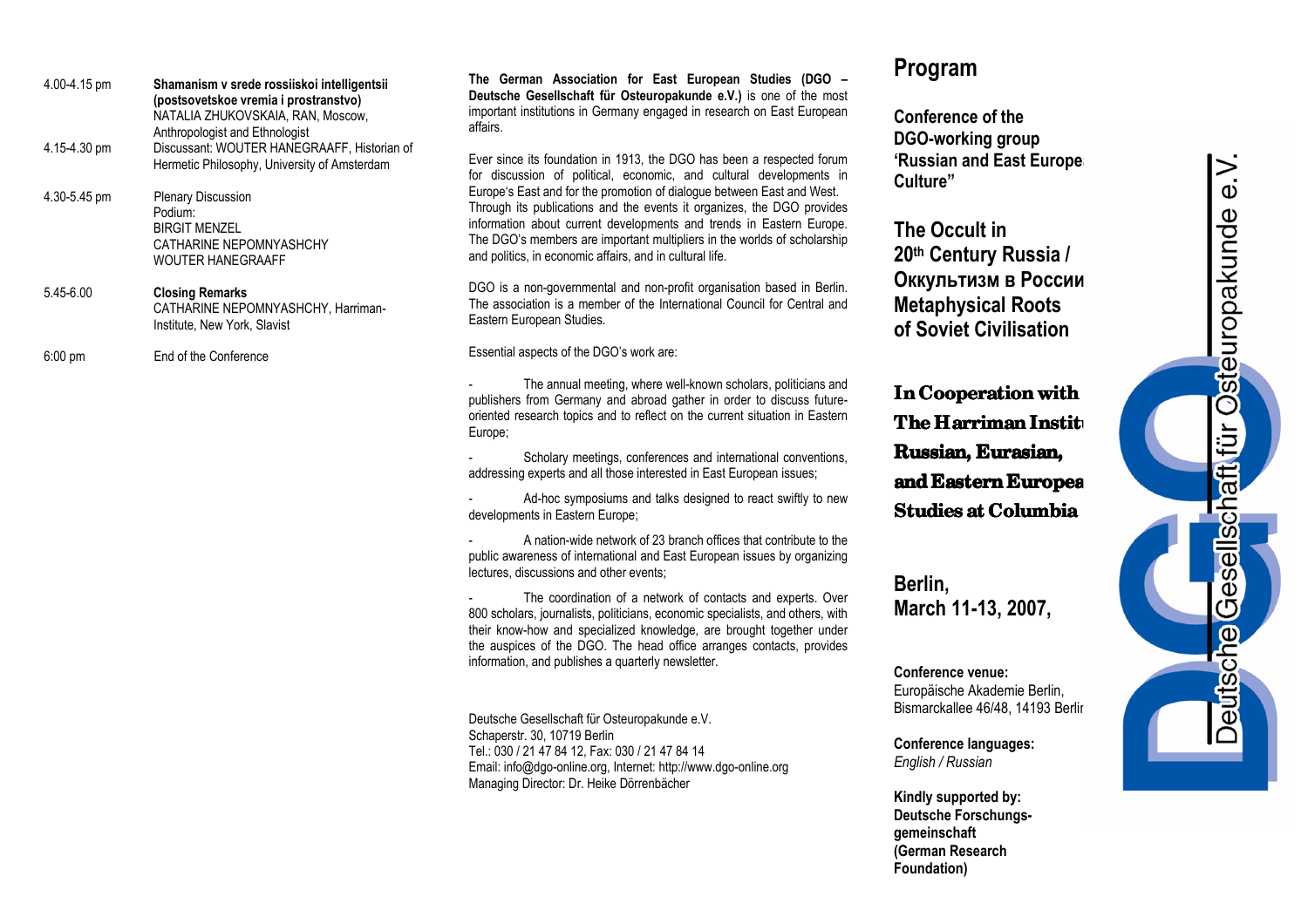| | | |
|---|---|---|
| 4.00-4.15 pm | **Shamanism v srede rossiiskoi intelligentsii (postsovetskoe vremia i prostranstvo)**<br>NATALIA ZHUKOVSKAIA, RAN, Moscow, Anthropologist and Ethnologist |
| 4.15-4.30 pm | Discussant: WOUTER HANEGRAAFF, Historian of Hermetic Philosophy, University of Amsterdam |
| 4.30-5.45 pm | Plenary Discussion<br>Podium:<br>BIRGIT MENZEL<br>CATHARINE NEPOMNYASHCHY<br>WOUTER HANEGRAAFF |
| 5.45-6.00 | **Closing Remarks**<br>CATHARINE NEPOMNYASHCHY, Harriman-Institute, New York, Slavist |
| 6:00 pm | End of the Conference |

**The German Association for East European Studies (DGO – Deutsche Gesellschaft für Osteuropakunde e.V.)** is one of the most important institutions in Germany engaged in research on East European affairs.

Ever since its foundation in 1913, the DGO has been a respected forum for discussion of political, economic, and cultural developments in Europe's East and for the promotion of dialogue between East and West. Through its publications and the events it organizes, the DGO provides information about current developments and trends in Eastern Europe. The DGO's members are important multipliers in the worlds of scholarship and politics, in economic affairs, and in cultural life.

DGO is a non-governmental and non-profit organisation based in Berlin. The association is a member of the International Council for Central and Eastern European Studies.

Essential aspects of the DGO's work are:

- The annual meeting, where well-known scholars, politicians and publishers from Germany and abroad gather in order to discuss future-oriented research topics and to reflect on the current situation in Eastern Europe;
- Scholary meetings, conferences and international conventions, addressing experts and all those interested in East European issues;
- Ad-hoc symposiums and talks designed to react swiftly to new developments in Eastern Europe;
- A nation-wide network of 23 branch offices that contribute to the public awareness of international and East European issues by organizing lectures, discussions and other events;
- The coordination of a network of contacts and experts. Over 800 scholars, journalists, politicians, economic specialists, and others, with their know-how and specialized knowledge, are brought together under the auspices of the DGO. The head office arranges contacts, provides information, and publishes a quarterly newsletter.

Deutsche Gesellschaft für Osteuropakunde e.V.
Schaperstr. 30, 10719 Berlin
Tel.: 030 / 21 47 84 12, Fax: 030 / 21 47 84 14
Email: info@dgo-online.org, Internet: http://www.dgo-online.org
Managing Director: Dr. Heike Dörrenbächer

# Program

**Conference of the DGO-working group 'Russian and East Europe Culture"**

## The Occult in 20th Century Russia / Оккультизм в России Metaphysical Roots of Soviet Civilisation

**In Cooperation with The Harriman Instit Russian, Eurasian, and Eastern Europea Studies at Columbia**

**Berlin, March 11-13, 2007,**

**Conference venue:**
Europäische Akademie Berlin,
Bismarckallee 46/48, 14193 Berlin

**Conference languages:**
*English / Russian*

**Kindly supported by:**
**Deutsche Forschungs-gemeinschaft (German Research Foundation)**

Deutsche Gesellschaft für Osteuropakunde e.V.